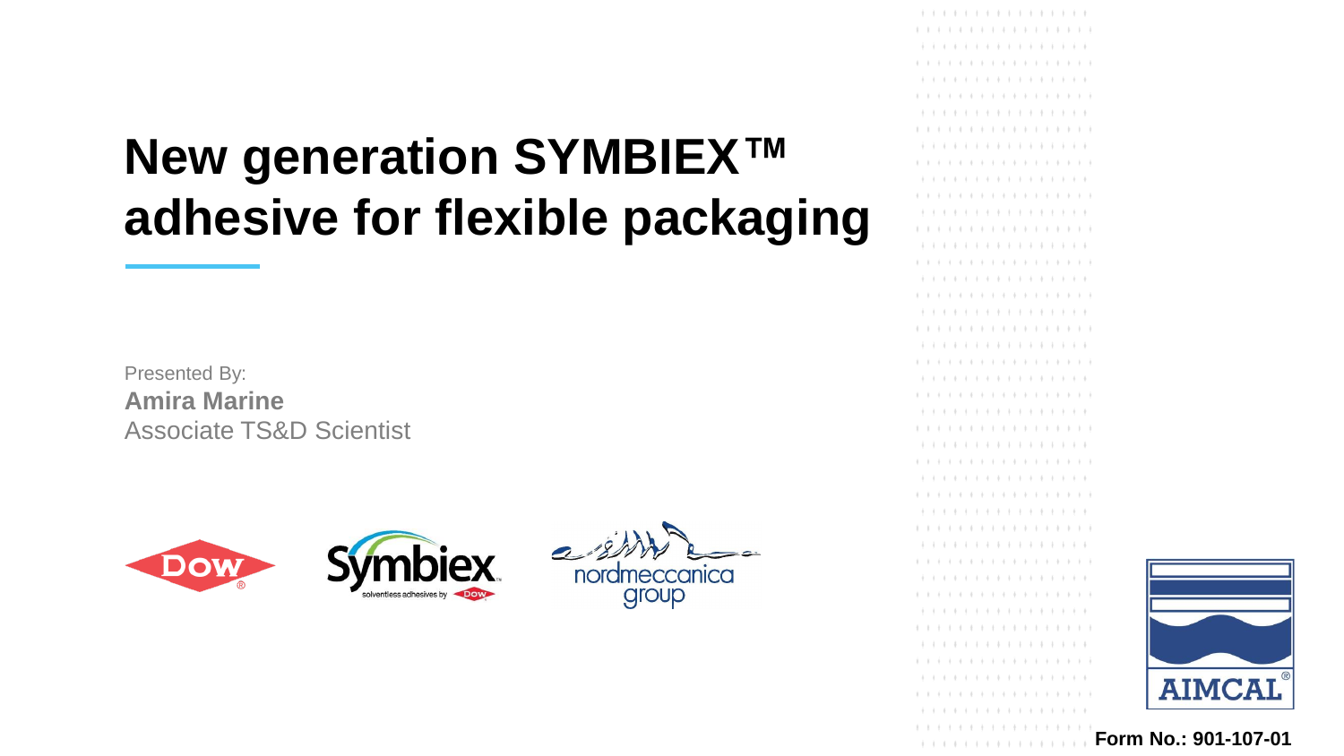# New generation SYMBIEX™ adhesive for flexible packaging

Presented By:

**Amira Marine**

Associate TS&D Scientist

**Form No.: 901-107-01**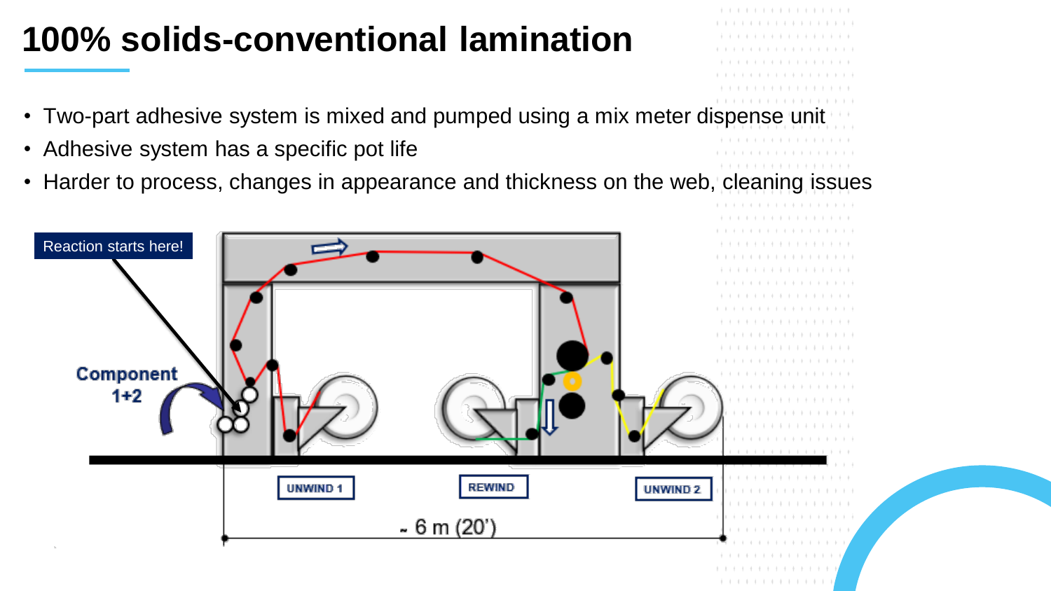# 100% solids-conventional lamination

- Two-part adhesive system is mixed and pumped using a mix meter dispense unit
- Adhesive system has a specific pot life
- Harder to process, changes in appearance and thickness on the web, cleaning issues

Reaction starts here!

Component 1+2

UNWIND 1

REWIND

UNWIND 2

~ 6 m (20')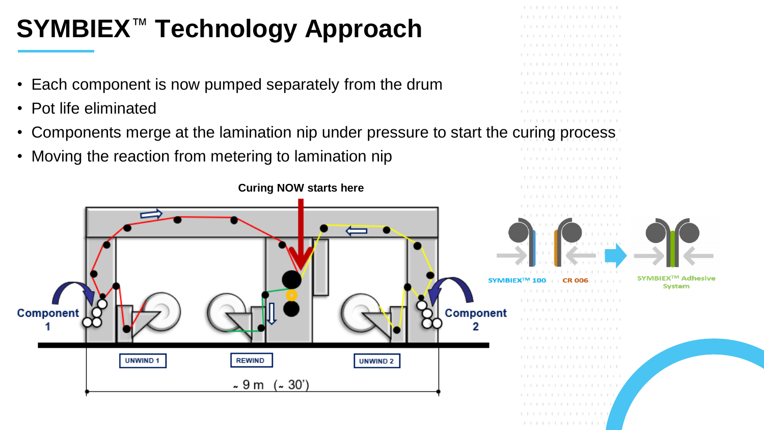# SYMBIEX™ Technology Approach

- Each component is now pumped separately from the drum
- Pot life eliminated
- Components merge at the lamination nip under pressure to start the curing process
- Moving the reaction from metering to lamination nip

**Curing NOW starts here**

Component 1

Component 2

UNWIND 1

REWIND

UNWIND 2

~ 9 m (~ 30')

SYMBIEX™ 100

CR 006

SYMBIEX™ Adhesive System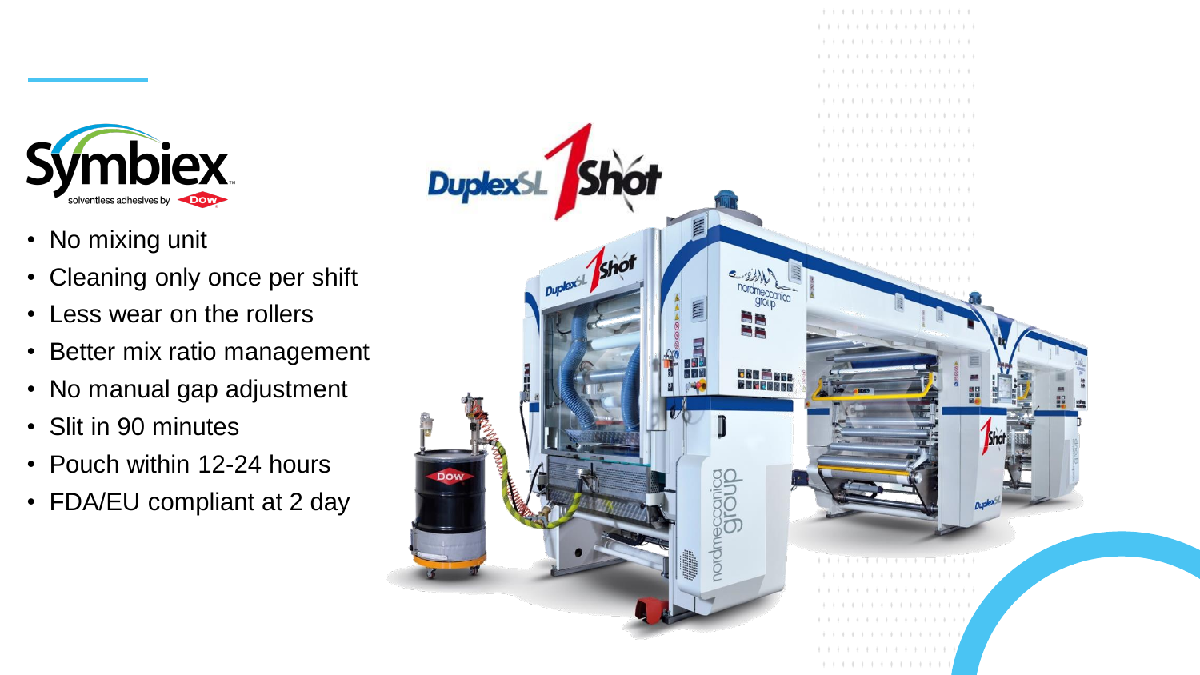Symbiex
solventless adhesives by Dow

- No mixing unit
- Cleaning only once per shift
- Less wear on the rollers
- Better mix ratio management
- No manual gap adjustment
- Slit in 90 minutes
- Pouch within 12-24 hours
- FDA/EU compliant at 2 day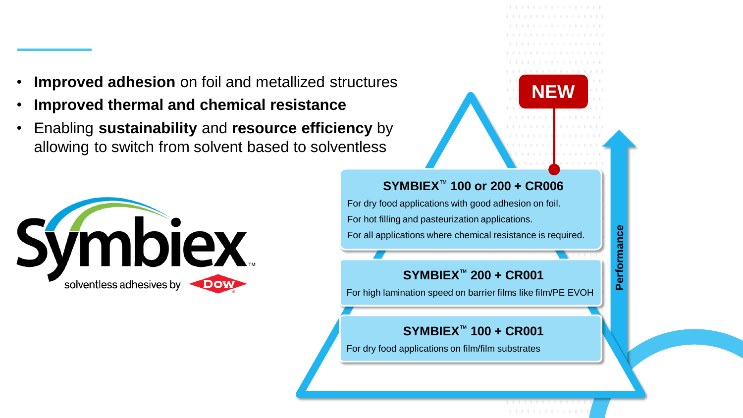- **Improved adhesion** on foil and metallized structures
- **Improved thermal and chemical resistance**
- Enabling **sustainability** and **resource efficiency** by allowing to switch from solvent based to solventless

Symbiex™ solventless adhesives by DOW

**NEW**

**SYMBIEX™ 100 or 200 + CR006**

For dry food applications with good adhesion on foil.

For hot filling and pasteurization applications.

For all applications where chemical resistance is required.

**SYMBIEX™ 200 + CR001**

For high lamination speed on barrier films like film/PE EVOH

**SYMBIEX™ 100 + CR001**

For dry food applications on film/film substrates

**Performance**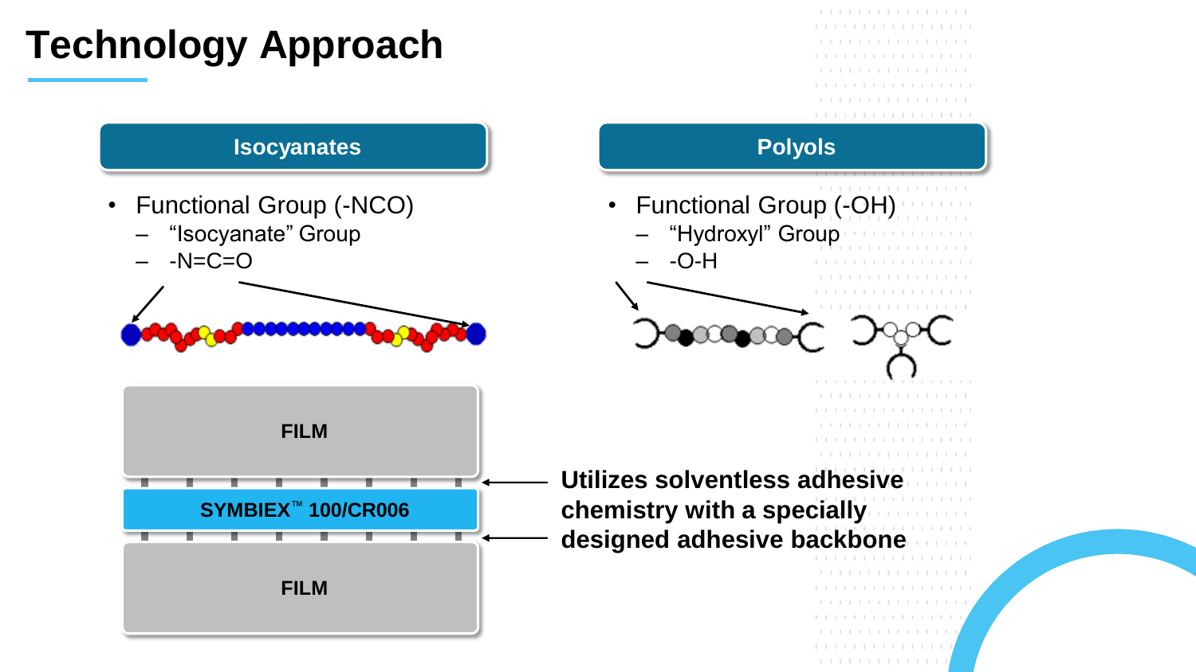# Technology Approach

## Isocyanates

- Functional Group (-NCO)
  - "Isocyanate" Group
  - -N=C=O

## Polyols

- Functional Group (-OH)
  - "Hydroxyl" Group
  - -O-H

FILM

SYMBIEX™ 100/CR006

FILM

**Utilizes solventless adhesive chemistry with a specially designed adhesive backbone**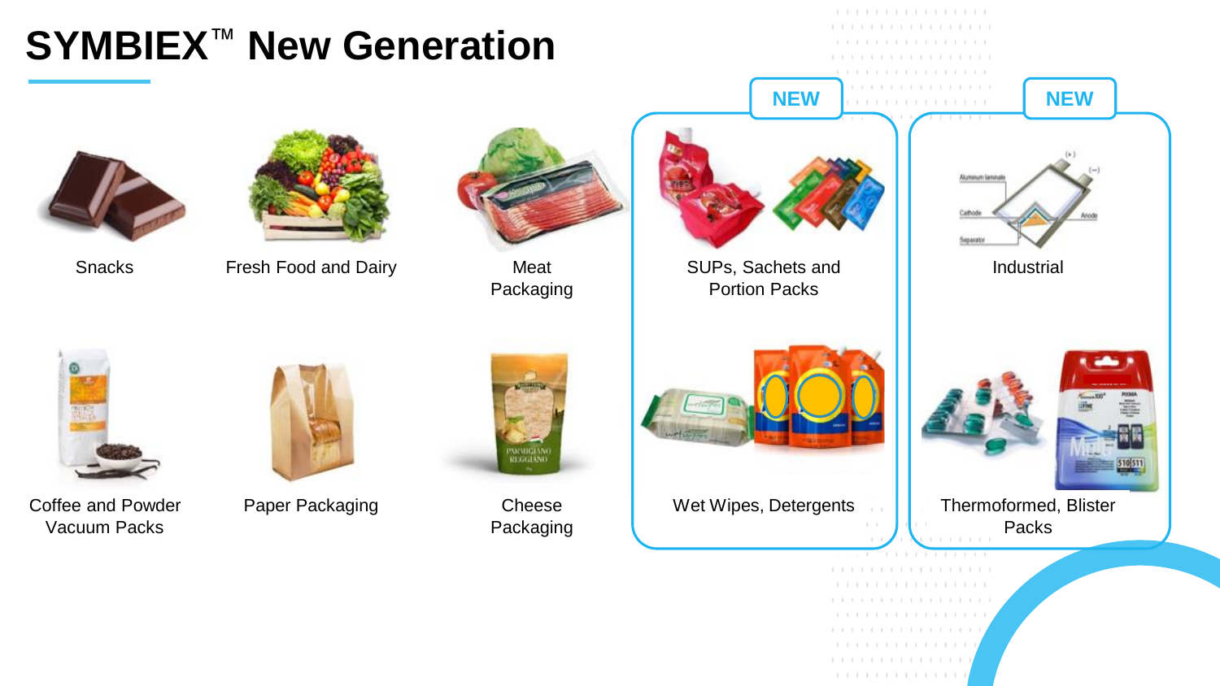# SYMBIEX™ New Generation

- Snacks
- Fresh Food and Dairy
- Meat Packaging
- Coffee and Powder Vacuum Packs
- Paper Packaging
- Cheese Packaging

**NEW**

- SUPs, Sachets and Portion Packs
- Wet Wipes, Detergents

**NEW**

- Industrial
- Thermoformed, Blister Packs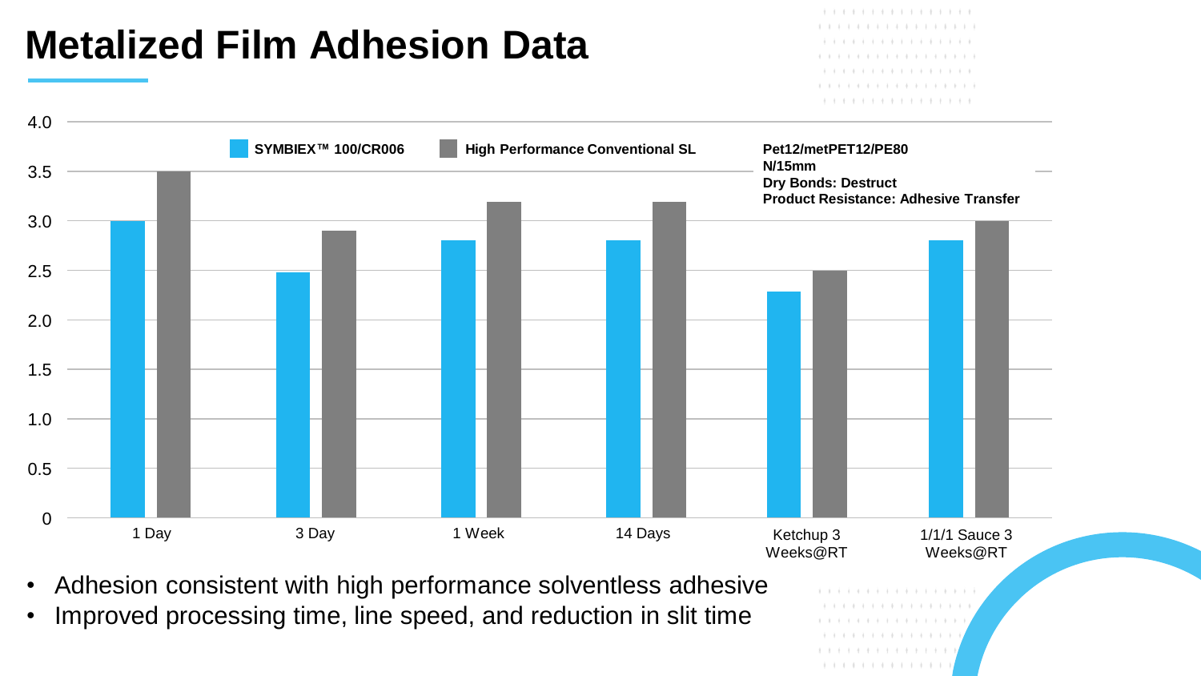# Metalized Film Adhesion Data

Pet12/metPET12/PE80
N/15mm
Dry Bonds: Destruct
Product Resistance: Adhesive Transfer

| | SYMBIEX™ 100/CR006 | High Performance Conventional SL |
|---|---|---|
| 1 Day | 3.0 | 3.5 |
| 3 Day | 2.5 | 2.9 |
| 1 Week | 2.8 | 3.2 |
| 14 Days | 2.8 | 3.2 |
| Ketchup 3 Weeks@RT | 2.3 | 2.5 |
| 1/1/1 Sauce 3 Weeks@RT | 2.8 | 3.0 |

- Adhesion consistent with high performance solventless adhesive
- Improved processing time, line speed, and reduction in slit time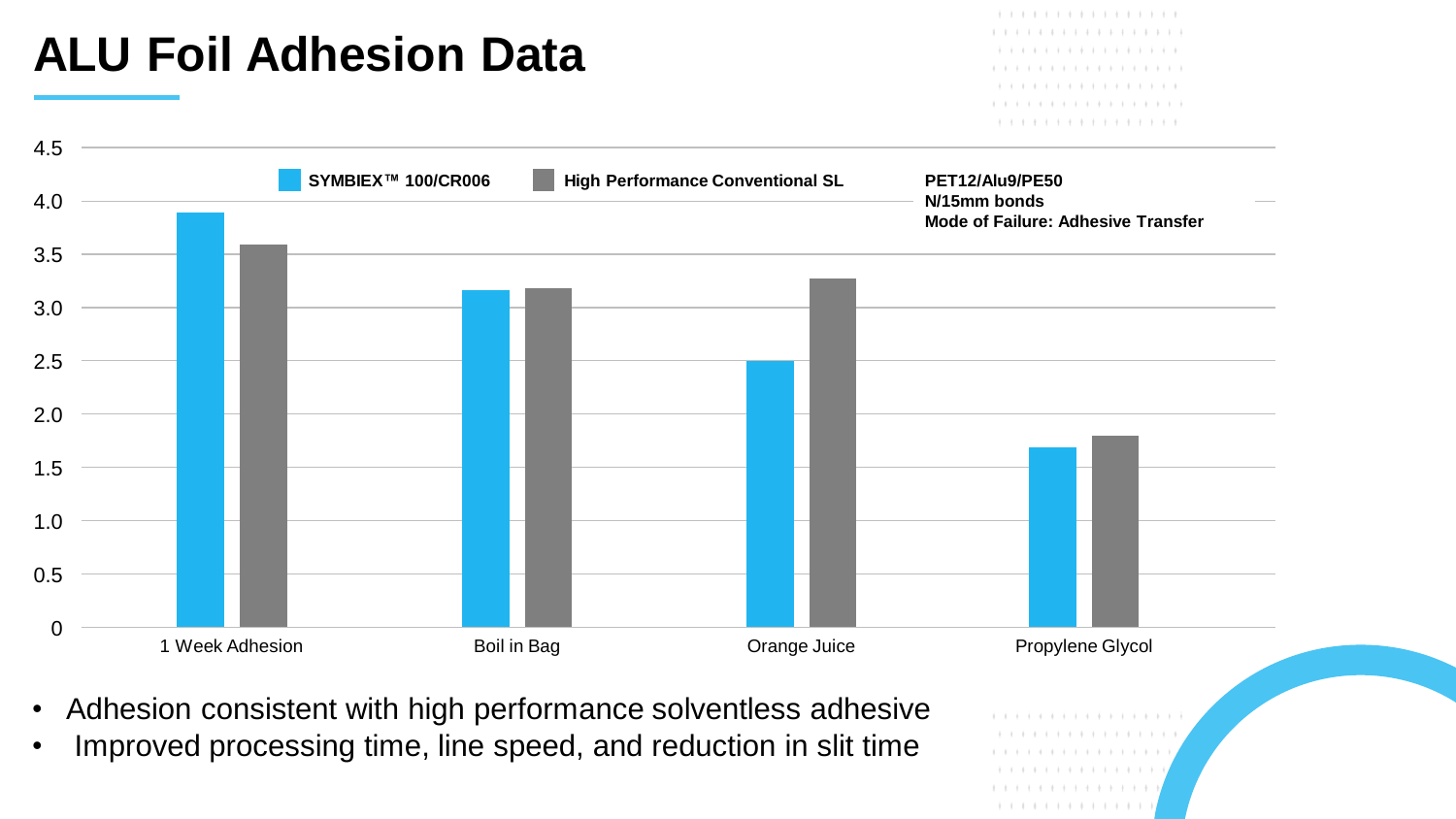# ALU Foil Adhesion Data

SYMBIEX™ 100/CR006 | High Performance Conventional SL

**PET12/Alu9/PE50**
**N/15mm bonds**
**Mode of Failure: Adhesive Transfer**

1 Week Adhesion | Boil in Bag | Orange Juice | Propylene Glycol

- Adhesion consistent with high performance solventless adhesive
- Improved processing time, line speed, and reduction in slit time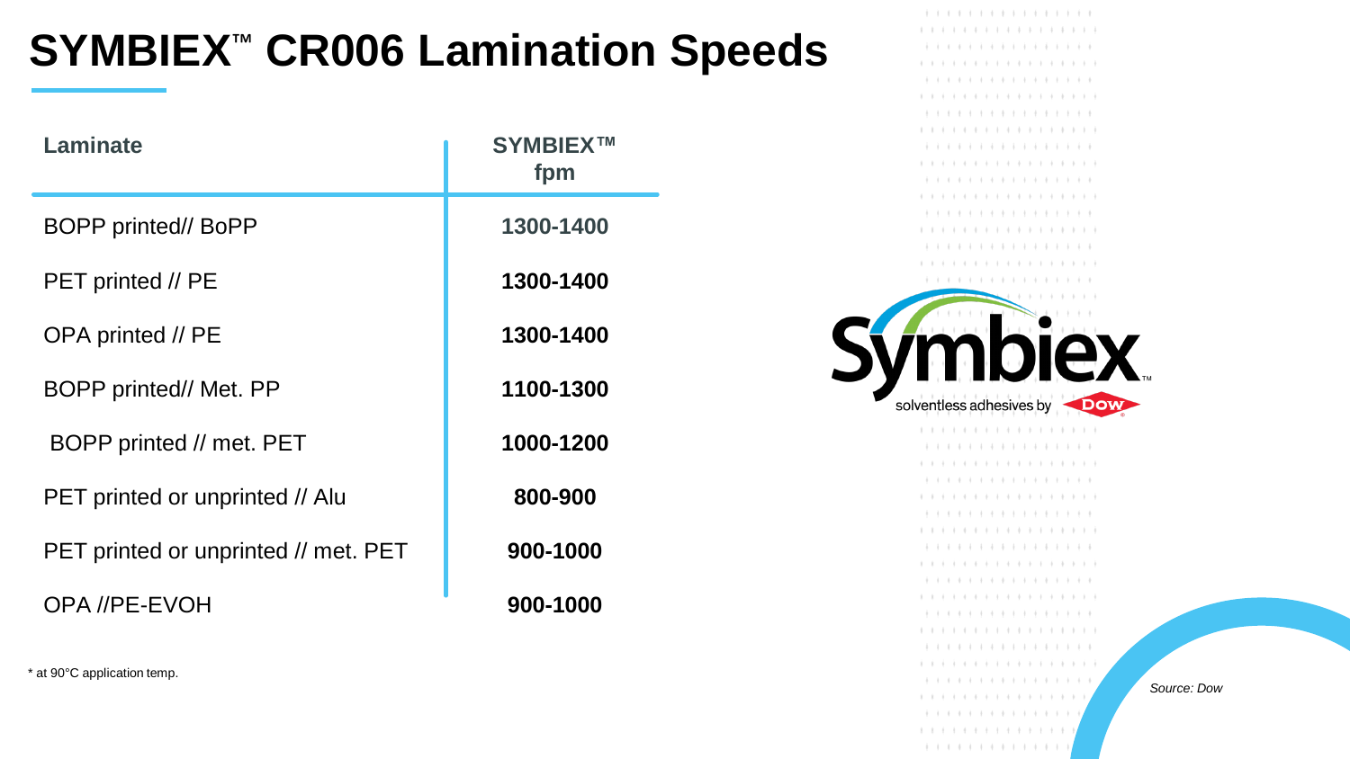# SYMBIEX™ CR006 Lamination Speeds

| Laminate | SYMBIEX™ fpm |
|---|---|
| BOPP printed// BoPP | 1300-1400 |
| PET printed // PE | 1300-1400 |
| OPA printed // PE | 1300-1400 |
| BOPP printed// Met. PP | 1100-1300 |
| BOPP printed // met. PET | 1000-1200 |
| PET printed or unprinted // Alu | 800-900 |
| PET printed or unprinted // met. PET | 900-1000 |
| OPA //PE-EVOH | 900-1000 |

* at 90°C application temp.

Symbiex™ solventless adhesives by DOW

*Source: Dow*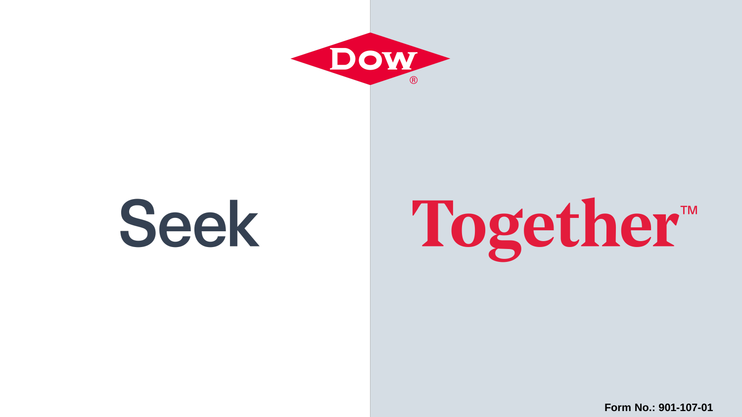DOW®

Seek Together™

Form No.: 901-107-01